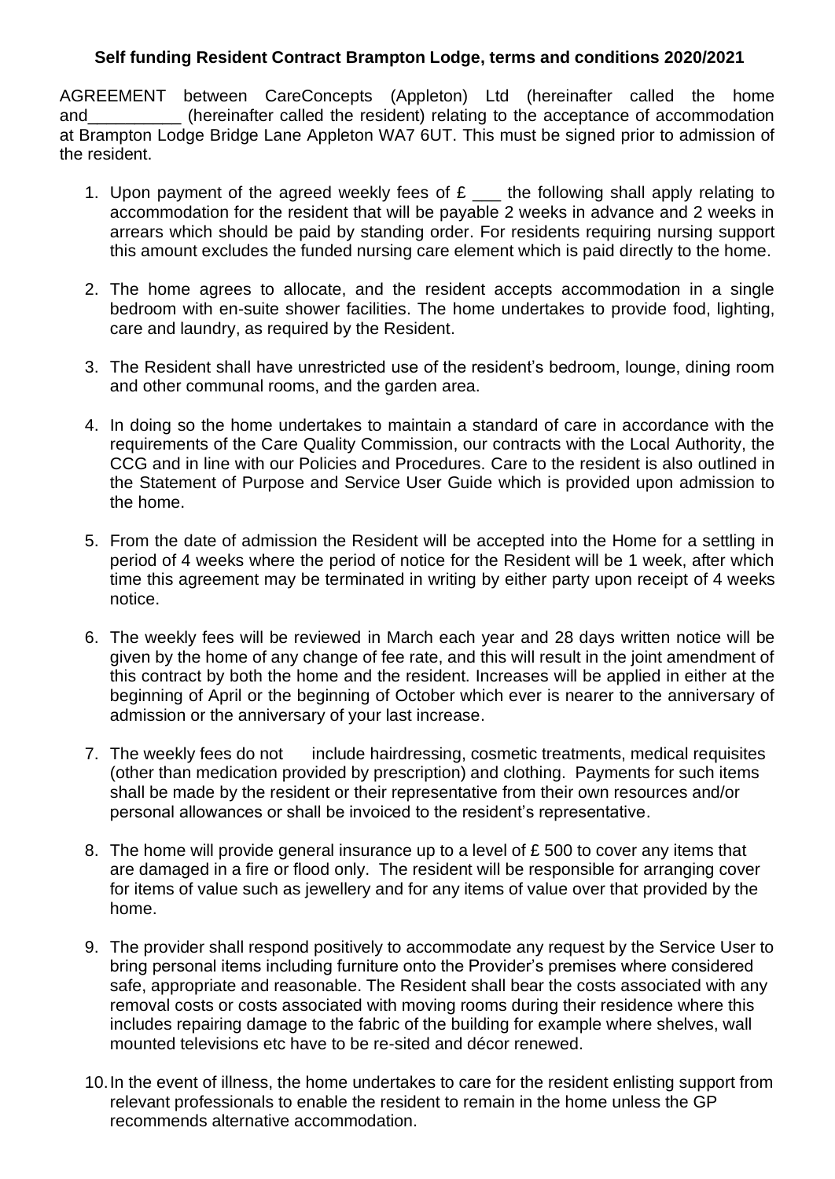**Self funding Resident Contract Brampton Lodge, terms and conditions 2020/2021**

AGREEMENT between CareConcepts (Appleton) Ltd (hereinafter called the home and__________ (hereinafter called the resident) relating to the acceptance of accommodation at Brampton Lodge Bridge Lane Appleton WA7 6UT. This must be signed prior to admission of the resident.

1. Upon payment of the agreed weekly fees of £ ___ the following shall apply relating to accommodation for the resident that will be payable 2 weeks in advance and 2 weeks in arrears which should be paid by standing order. For residents requiring nursing support this amount excludes the funded nursing care element which is paid directly to the home.

2. The home agrees to allocate, and the resident accepts accommodation in a single bedroom with en-suite shower facilities. The home undertakes to provide food, lighting, care and laundry, as required by the Resident.

3. The Resident shall have unrestricted use of the resident's bedroom, lounge, dining room and other communal rooms, and the garden area.

4. In doing so the home undertakes to maintain a standard of care in accordance with the requirements of the Care Quality Commission, our contracts with the Local Authority, the CCG and in line with our Policies and Procedures. Care to the resident is also outlined in the Statement of Purpose and Service User Guide which is provided upon admission to the home.

5. From the date of admission the Resident will be accepted into the Home for a settling in period of 4 weeks where the period of notice for the Resident will be 1 week, after which time this agreement may be terminated in writing by either party upon receipt of 4 weeks notice.

6. The weekly fees will be reviewed in March each year and 28 days written notice will be given by the home of any change of fee rate, and this will result in the joint amendment of this contract by both the home and the resident. Increases will be applied in either at the beginning of April or the beginning of October which ever is nearer to the anniversary of admission or the anniversary of your last increase.

7. The weekly fees do not include hairdressing, cosmetic treatments, medical requisites (other than medication provided by prescription) and clothing. Payments for such items shall be made by the resident or their representative from their own resources and/or personal allowances or shall be invoiced to the resident's representative.

8. The home will provide general insurance up to a level of £ 500 to cover any items that are damaged in a fire or flood only. The resident will be responsible for arranging cover for items of value such as jewellery and for any items of value over that provided by the home.

9. The provider shall respond positively to accommodate any request by the Service User to bring personal items including furniture onto the Provider's premises where considered safe, appropriate and reasonable. The Resident shall bear the costs associated with any removal costs or costs associated with moving rooms during their residence where this includes repairing damage to the fabric of the building for example where shelves, wall mounted televisions etc have to be re-sited and décor renewed.

10. In the event of illness, the home undertakes to care for the resident enlisting support from relevant professionals to enable the resident to remain in the home unless the GP recommends alternative accommodation.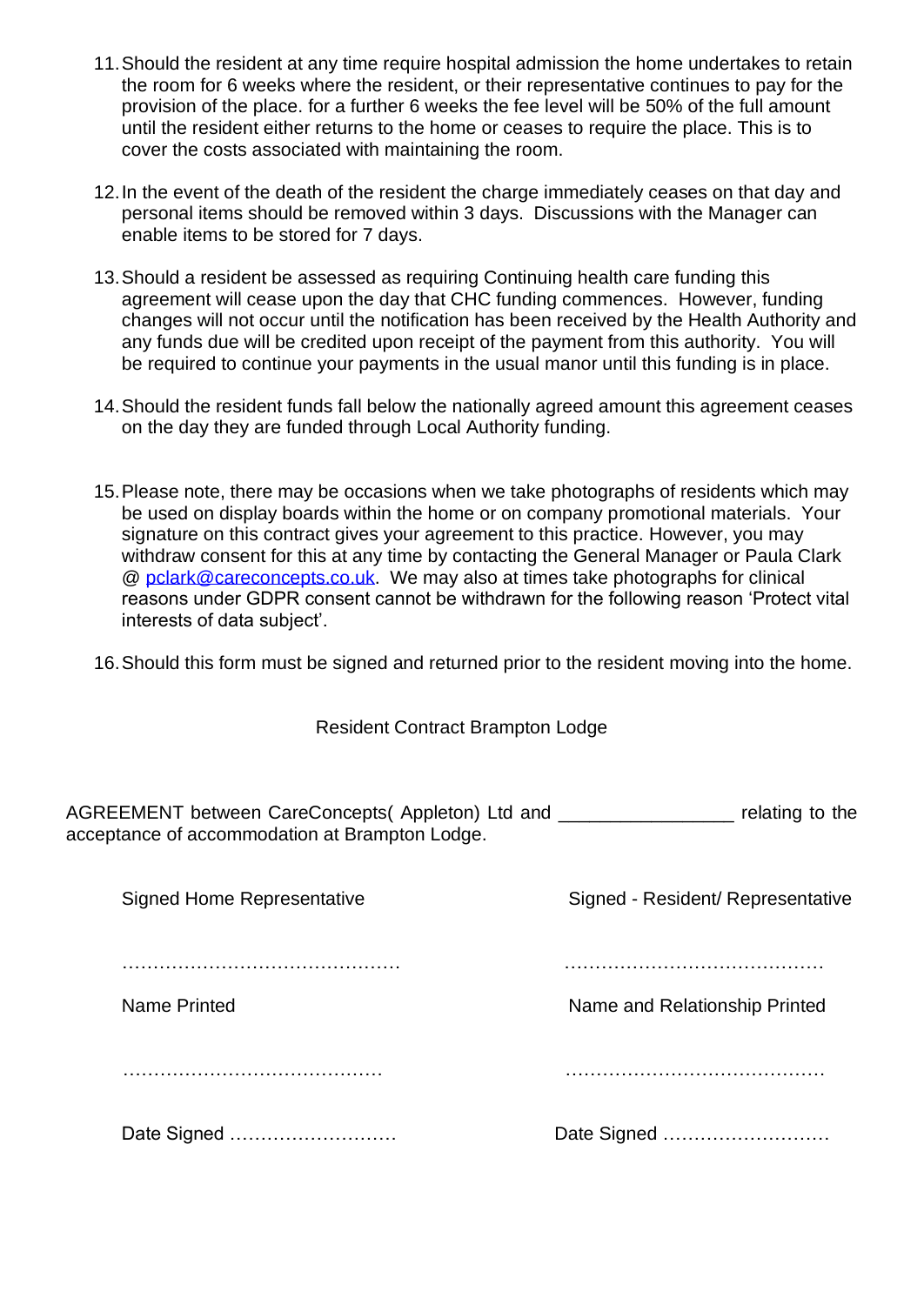11. Should the resident at any time require hospital admission the home undertakes to retain the room for 6 weeks where the resident, or their representative continues to pay for the provision of the place. for a further 6 weeks the fee level will be 50% of the full amount until the resident either returns to the home or ceases to require the place. This is to cover the costs associated with maintaining the room.

12. In the event of the death of the resident the charge immediately ceases on that day and personal items should be removed within 3 days. Discussions with the Manager can enable items to be stored for 7 days.

13. Should a resident be assessed as requiring Continuing health care funding this agreement will cease upon the day that CHC funding commences. However, funding changes will not occur until the notification has been received by the Health Authority and any funds due will be credited upon receipt of the payment from this authority. You will be required to continue your payments in the usual manor until this funding is in place.

14. Should the resident funds fall below the nationally agreed amount this agreement ceases on the day they are funded through Local Authority funding.

15. Please note, there may be occasions when we take photographs of residents which may be used on display boards within the home or on company promotional materials. Your signature on this contract gives your agreement to this practice. However, you may withdraw consent for this at any time by contacting the General Manager or Paula Clark @ pclark@careconcepts.co.uk. We may also at times take photographs for clinical reasons under GDPR consent cannot be withdrawn for the following reason 'Protect vital interests of data subject'.

16. Should this form must be signed and returned prior to the resident moving into the home.

Resident Contract Brampton Lodge

AGREEMENT between CareConcepts( Appleton) Ltd and ________________ relating to the acceptance of accommodation at Brampton Lodge.

| | |
|---|---|
| Signed Home Representative | Signed - Resident/ Representative |
| ……………………………………… | …………………………………… |
| Name Printed | Name and Relationship Printed |
| …………………………………… | …………………………………… |
| Date Signed ……………………… | Date Signed ……………………… |